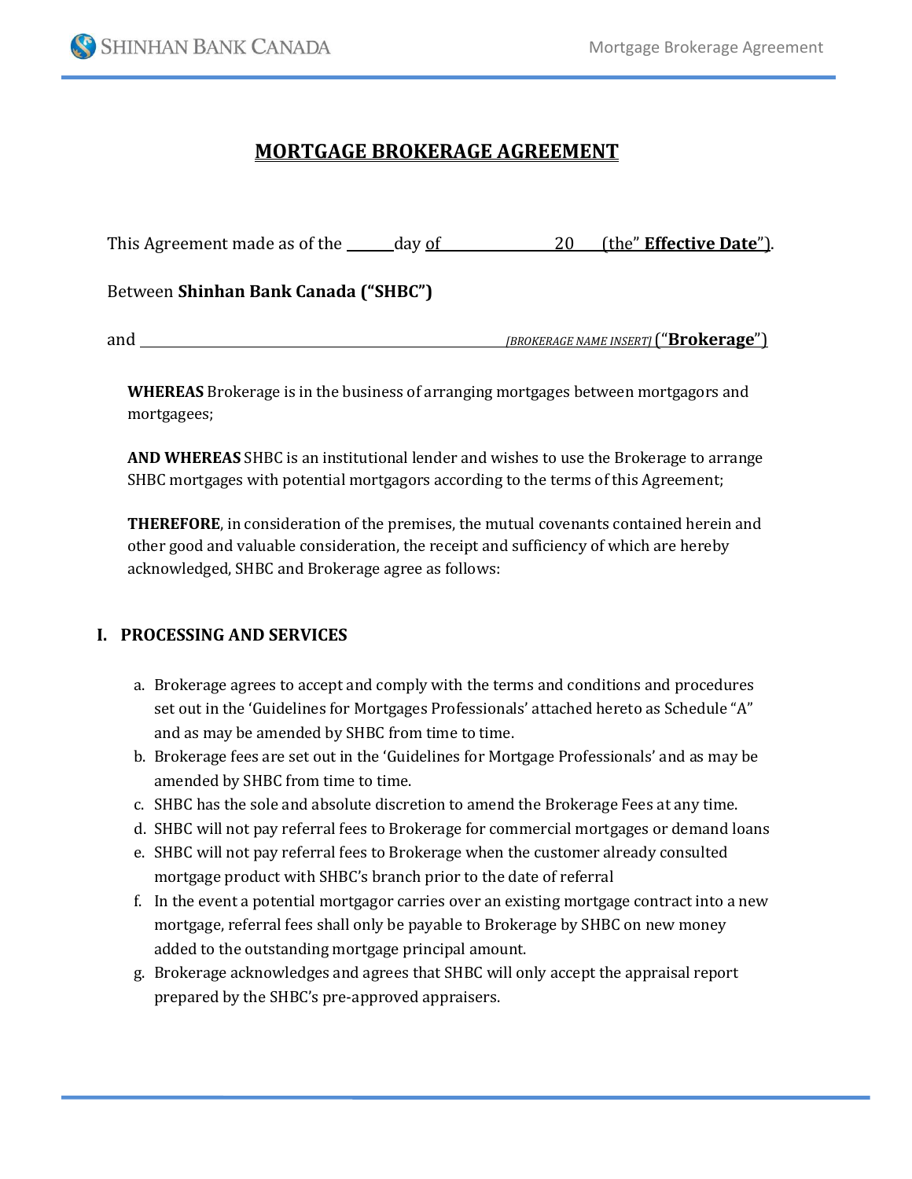# MORTGAGE BROKERAGE AGREEMENT

This Agreement made as of the ______day of ________________ 20____ (the" **Effective Date**").

Between **Shinhan Bank Canada ("SHBC")**

and ______________________________________________ *[BROKERAGE NAME INSERT]* ("**Brokerage**")

**WHEREAS** Brokerage is in the business of arranging mortgages between mortgagors and mortgagees;

**AND WHEREAS** SHBC is an institutional lender and wishes to use the Brokerage to arrange SHBC mortgages with potential mortgagors according to the terms of this Agreement;

**THEREFORE**, in consideration of the premises, the mutual covenants contained herein and other good and valuable consideration, the receipt and sufficiency of which are hereby acknowledged, SHBC and Brokerage agree as follows:

## I. PROCESSING AND SERVICES

a. Brokerage agrees to accept and comply with the terms and conditions and procedures set out in the 'Guidelines for Mortgages Professionals' attached hereto as Schedule "A" and as may be amended by SHBC from time to time.

b. Brokerage fees are set out in the 'Guidelines for Mortgage Professionals' and as may be amended by SHBC from time to time.

c. SHBC has the sole and absolute discretion to amend the Brokerage Fees at any time.

d. SHBC will not pay referral fees to Brokerage for commercial mortgages or demand loans

e. SHBC will not pay referral fees to Brokerage when the customer already consulted mortgage product with SHBC's branch prior to the date of referral

f. In the event a potential mortgagor carries over an existing mortgage contract into a new mortgage, referral fees shall only be payable to Brokerage by SHBC on new money added to the outstanding mortgage principal amount.

g. Brokerage acknowledges and agrees that SHBC will only accept the appraisal report prepared by the SHBC's pre-approved appraisers.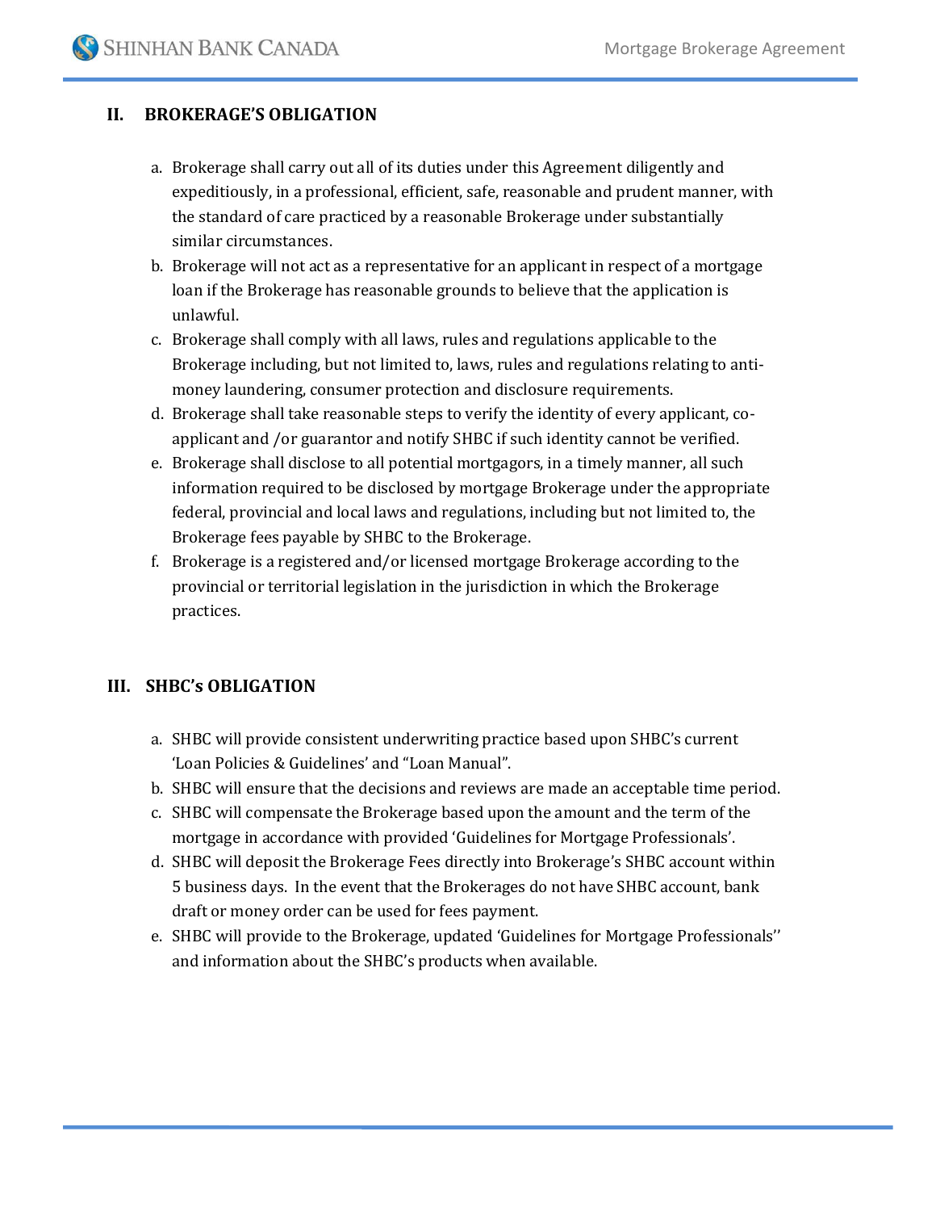## II. BROKERAGE'S OBLIGATION

a. Brokerage shall carry out all of its duties under this Agreement diligently and expeditiously, in a professional, efficient, safe, reasonable and prudent manner, with the standard of care practiced by a reasonable Brokerage under substantially similar circumstances.
b. Brokerage will not act as a representative for an applicant in respect of a mortgage loan if the Brokerage has reasonable grounds to believe that the application is unlawful.
c. Brokerage shall comply with all laws, rules and regulations applicable to the Brokerage including, but not limited to, laws, rules and regulations relating to anti-money laundering, consumer protection and disclosure requirements.
d. Brokerage shall take reasonable steps to verify the identity of every applicant, co-applicant and /or guarantor and notify SHBC if such identity cannot be verified.
e. Brokerage shall disclose to all potential mortgagors, in a timely manner, all such information required to be disclosed by mortgage Brokerage under the appropriate federal, provincial and local laws and regulations, including but not limited to, the Brokerage fees payable by SHBC to the Brokerage.
f. Brokerage is a registered and/or licensed mortgage Brokerage according to the provincial or territorial legislation in the jurisdiction in which the Brokerage practices.

## III. SHBC's OBLIGATION

a. SHBC will provide consistent underwriting practice based upon SHBC's current 'Loan Policies & Guidelines' and "Loan Manual".
b. SHBC will ensure that the decisions and reviews are made an acceptable time period.
c. SHBC will compensate the Brokerage based upon the amount and the term of the mortgage in accordance with provided 'Guidelines for Mortgage Professionals'.
d. SHBC will deposit the Brokerage Fees directly into Brokerage's SHBC account within 5 business days. In the event that the Brokerages do not have SHBC account, bank draft or money order can be used for fees payment.
e. SHBC will provide to the Brokerage, updated 'Guidelines for Mortgage Professionals'' and information about the SHBC's products when available.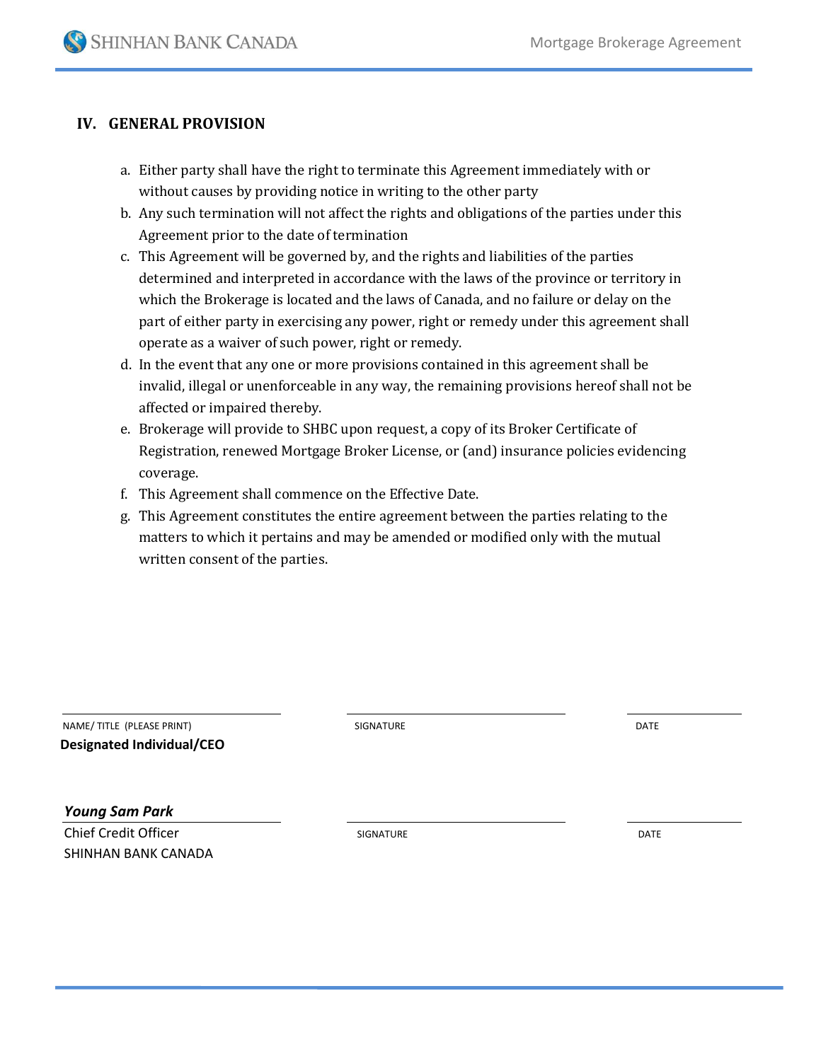## IV. GENERAL PROVISION

a. Either party shall have the right to terminate this Agreement immediately with or without causes by providing notice in writing to the other party

b. Any such termination will not affect the rights and obligations of the parties under this Agreement prior to the date of termination

c. This Agreement will be governed by, and the rights and liabilities of the parties determined and interpreted in accordance with the laws of the province or territory in which the Brokerage is located and the laws of Canada, and no failure or delay on the part of either party in exercising any power, right or remedy under this agreement shall operate as a waiver of such power, right or remedy.

d. In the event that any one or more provisions contained in this agreement shall be invalid, illegal or unenforceable in any way, the remaining provisions hereof shall not be affected or impaired thereby.

e. Brokerage will provide to SHBC upon request, a copy of its Broker Certificate of Registration, renewed Mortgage Broker License, or (and) insurance policies evidencing coverage.

f. This Agreement shall commence on the Effective Date.

g. This Agreement constitutes the entire agreement between the parties relating to the matters to which it pertains and may be amended or modified only with the mutual written consent of the parties.

| | | |
|---|---|---|
| NAME/ TITLE (PLEASE PRINT) | SIGNATURE | DATE |
| **Designated Individual/CEO** | | |

| | | |
|---|---|---|
| ***Young Sam Park*** | | |
| Chief Credit Officer<br>SHINHAN BANK CANADA | SIGNATURE | DATE |